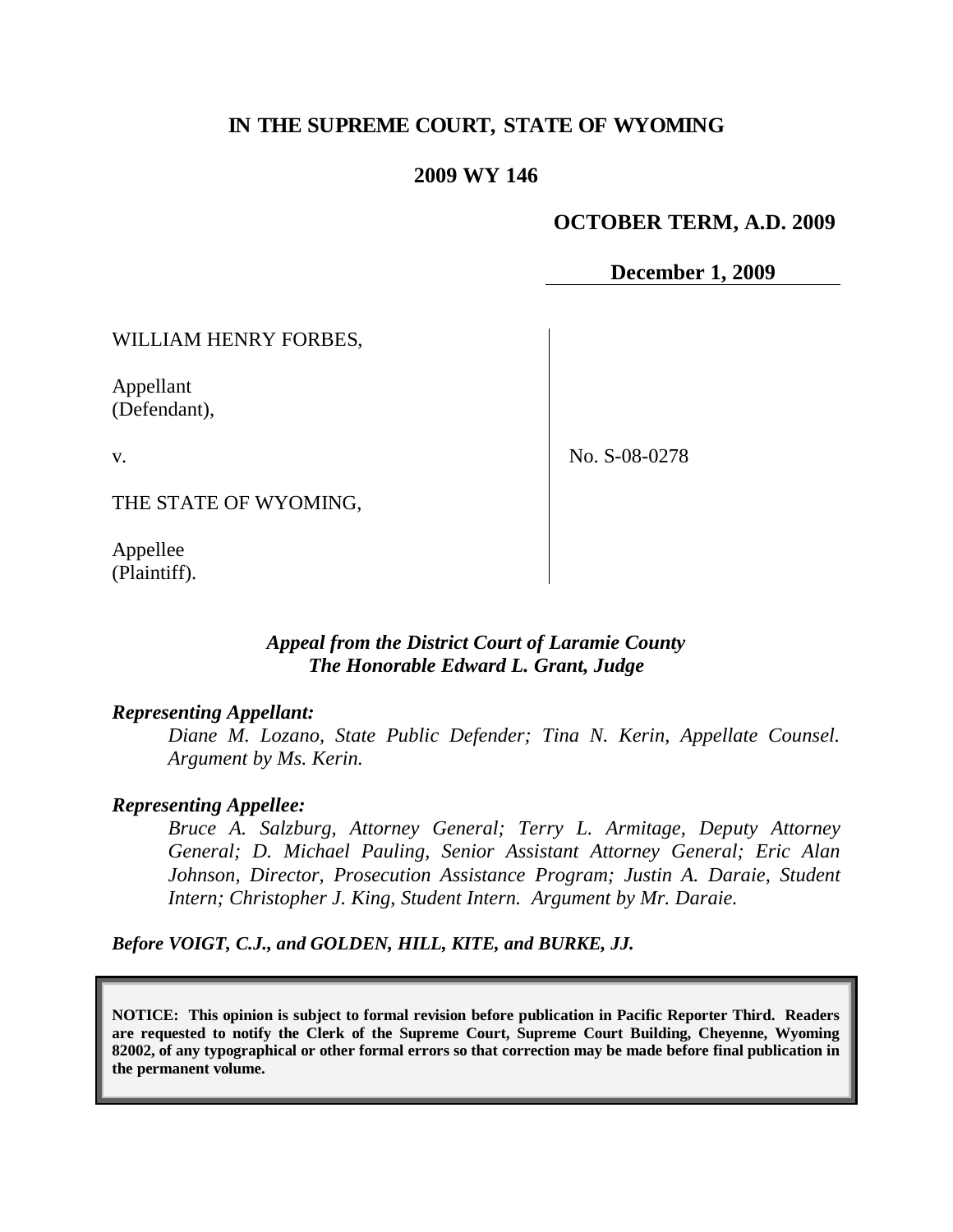# IN THE SUPREME COURT, STATE OF WYOMING

## 2009 WY 146

**OCTOBER TERM, A.D. 2009**

**December 1, 2009**

| | |
|---|---|
| WILLIAM HENRY FORBES,<br><br>Appellant<br>(Defendant),<br><br>v.<br><br>THE STATE OF WYOMING,<br><br>Appellee<br>(Plaintiff). | No. S-08-0278 |

***Appeal from the District Court of Laramie County***
***The Honorable Edward L. Grant, Judge***

***Representing Appellant:***

*Diane M. Lozano, State Public Defender; Tina N. Kerin, Appellate Counsel. Argument by Ms. Kerin.*

***Representing Appellee:***

*Bruce A. Salzburg, Attorney General; Terry L. Armitage, Deputy Attorney General; D. Michael Pauling, Senior Assistant Attorney General; Eric Alan Johnson, Director, Prosecution Assistance Program; Justin A. Daraie, Student Intern; Christopher J. King, Student Intern. Argument by Mr. Daraie.*

***Before VOIGT, C.J., and GOLDEN, HILL, KITE, and BURKE, JJ.***

**NOTICE: This opinion is subject to formal revision before publication in Pacific Reporter Third. Readers are requested to notify the Clerk of the Supreme Court, Supreme Court Building, Cheyenne, Wyoming 82002, of any typographical or other formal errors so that correction may be made before final publication in the permanent volume.**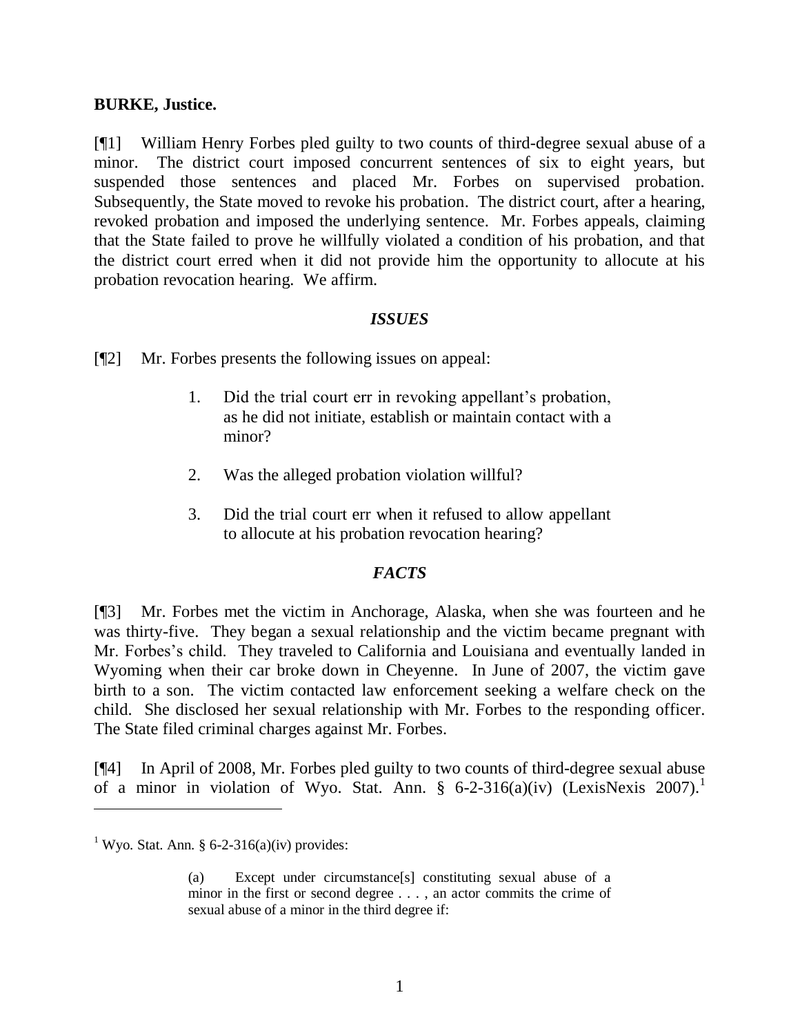**BURKE, Justice.**

[¶1] William Henry Forbes pled guilty to two counts of third-degree sexual abuse of a minor. The district court imposed concurrent sentences of six to eight years, but suspended those sentences and placed Mr. Forbes on supervised probation. Subsequently, the State moved to revoke his probation. The district court, after a hearing, revoked probation and imposed the underlying sentence. Mr. Forbes appeals, claiming that the State failed to prove he willfully violated a condition of his probation, and that the district court erred when it did not provide him the opportunity to allocute at his probation revocation hearing. We affirm.

## *ISSUES*

[¶2] Mr. Forbes presents the following issues on appeal:

> 1. Did the trial court err in revoking appellant's probation, as he did not initiate, establish or maintain contact with a minor?
>
> 2. Was the alleged probation violation willful?
>
> 3. Did the trial court err when it refused to allow appellant to allocute at his probation revocation hearing?

## *FACTS*

[¶3] Mr. Forbes met the victim in Anchorage, Alaska, when she was fourteen and he was thirty-five. They began a sexual relationship and the victim became pregnant with Mr. Forbes's child. They traveled to California and Louisiana and eventually landed in Wyoming when their car broke down in Cheyenne. In June of 2007, the victim gave birth to a son. The victim contacted law enforcement seeking a welfare check on the child. She disclosed her sexual relationship with Mr. Forbes to the responding officer. The State filed criminal charges against Mr. Forbes.

[¶4] In April of 2008, Mr. Forbes pled guilty to two counts of third-degree sexual abuse of a minor in violation of Wyo. Stat. Ann. § 6-2-316(a)(iv) (LexisNexis 2007).[1]

---

[1] Wyo. Stat. Ann. § 6-2-316(a)(iv) provides:

> (a) Except under circumstance[s] constituting sexual abuse of a minor in the first or second degree . . . , an actor commits the crime of sexual abuse of a minor in the third degree if: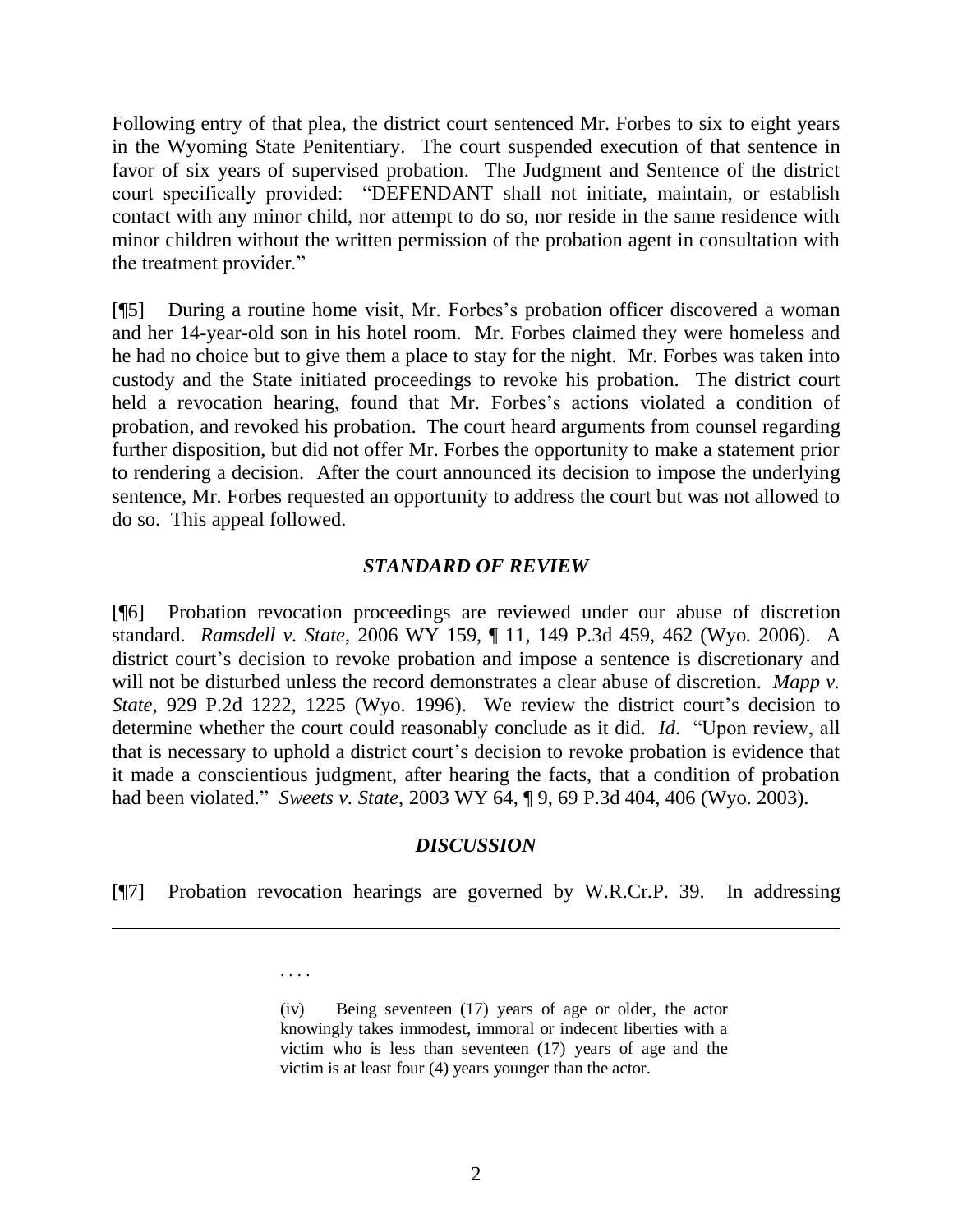Following entry of that plea, the district court sentenced Mr. Forbes to six to eight years in the Wyoming State Penitentiary. The court suspended execution of that sentence in favor of six years of supervised probation. The Judgment and Sentence of the district court specifically provided: "DEFENDANT shall not initiate, maintain, or establish contact with any minor child, nor attempt to do so, nor reside in the same residence with minor children without the written permission of the probation agent in consultation with the treatment provider."

[¶5] During a routine home visit, Mr. Forbes's probation officer discovered a woman and her 14-year-old son in his hotel room. Mr. Forbes claimed they were homeless and he had no choice but to give them a place to stay for the night. Mr. Forbes was taken into custody and the State initiated proceedings to revoke his probation. The district court held a revocation hearing, found that Mr. Forbes's actions violated a condition of probation, and revoked his probation. The court heard arguments from counsel regarding further disposition, but did not offer Mr. Forbes the opportunity to make a statement prior to rendering a decision. After the court announced its decision to impose the underlying sentence, Mr. Forbes requested an opportunity to address the court but was not allowed to do so. This appeal followed.

### *STANDARD OF REVIEW*

[¶6] Probation revocation proceedings are reviewed under our abuse of discretion standard. *Ramsdell v. State*, 2006 WY 159, ¶ 11, 149 P.3d 459, 462 (Wyo. 2006). A district court's decision to revoke probation and impose a sentence is discretionary and will not be disturbed unless the record demonstrates a clear abuse of discretion. *Mapp v. State*, 929 P.2d 1222, 1225 (Wyo. 1996). We review the district court's decision to determine whether the court could reasonably conclude as it did. *Id*. "Upon review, all that is necessary to uphold a district court's decision to revoke probation is evidence that it made a conscientious judgment, after hearing the facts, that a condition of probation had been violated." *Sweets v. State*, 2003 WY 64, ¶ 9, 69 P.3d 404, 406 (Wyo. 2003).

### *DISCUSSION*

[¶7] Probation revocation hearings are governed by W.R.Cr.P. 39. In addressing

---

> . . . .
>
> (iv) Being seventeen (17) years of age or older, the actor knowingly takes immodest, immoral or indecent liberties with a victim who is less than seventeen (17) years of age and the victim is at least four (4) years younger than the actor.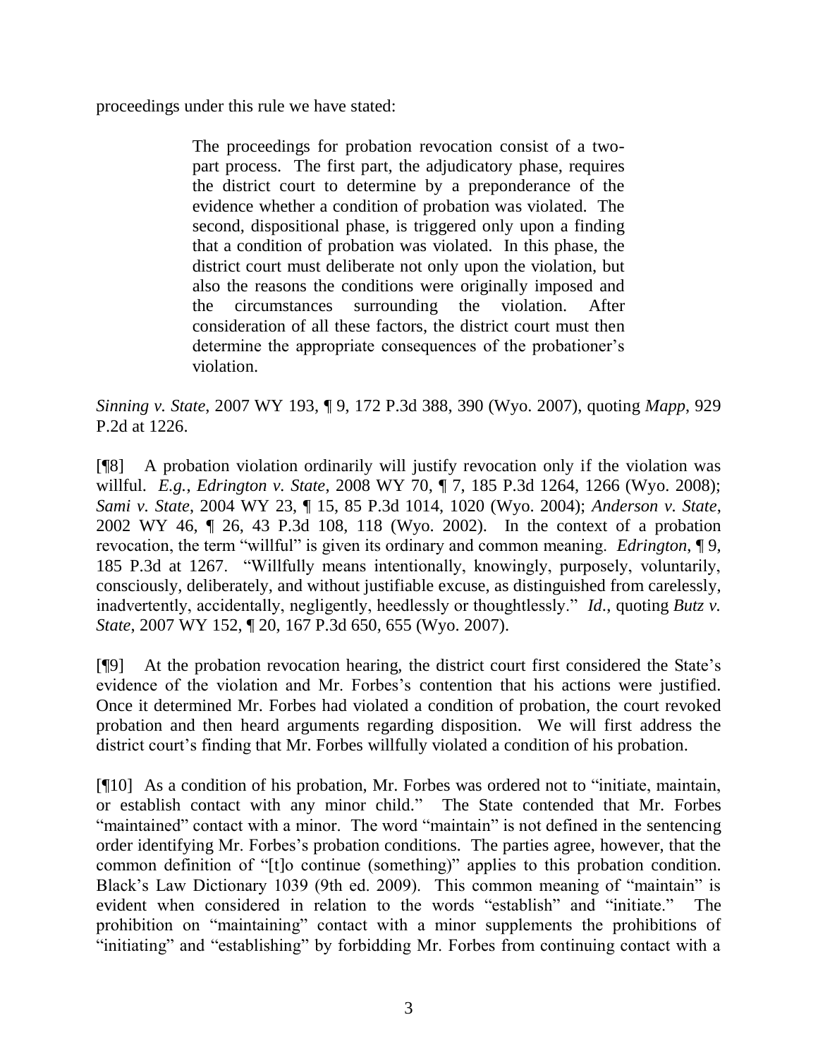proceedings under this rule we have stated:

> The proceedings for probation revocation consist of a two-part process. The first part, the adjudicatory phase, requires the district court to determine by a preponderance of the evidence whether a condition of probation was violated. The second, dispositional phase, is triggered only upon a finding that a condition of probation was violated. In this phase, the district court must deliberate not only upon the violation, but also the reasons the conditions were originally imposed and the circumstances surrounding the violation. After consideration of all these factors, the district court must then determine the appropriate consequences of the probationer's violation.

*Sinning v. State*, 2007 WY 193, ¶ 9, 172 P.3d 388, 390 (Wyo. 2007), quoting *Mapp*, 929 P.2d at 1226.

[¶8] A probation violation ordinarily will justify revocation only if the violation was willful. *E.g.*, *Edrington v. State*, 2008 WY 70, ¶ 7, 185 P.3d 1264, 1266 (Wyo. 2008); *Sami v. State*, 2004 WY 23, ¶ 15, 85 P.3d 1014, 1020 (Wyo. 2004); *Anderson v. State*, 2002 WY 46, ¶ 26, 43 P.3d 108, 118 (Wyo. 2002). In the context of a probation revocation, the term "willful" is given its ordinary and common meaning. *Edrington*, ¶ 9, 185 P.3d at 1267. "Willfully means intentionally, knowingly, purposely, voluntarily, consciously, deliberately, and without justifiable excuse, as distinguished from carelessly, inadvertently, accidentally, negligently, heedlessly or thoughtlessly." *Id.*, quoting *Butz v. State*, 2007 WY 152, ¶ 20, 167 P.3d 650, 655 (Wyo. 2007).

[¶9] At the probation revocation hearing, the district court first considered the State's evidence of the violation and Mr. Forbes's contention that his actions were justified. Once it determined Mr. Forbes had violated a condition of probation, the court revoked probation and then heard arguments regarding disposition. We will first address the district court's finding that Mr. Forbes willfully violated a condition of his probation.

[¶10] As a condition of his probation, Mr. Forbes was ordered not to "initiate, maintain, or establish contact with any minor child." The State contended that Mr. Forbes "maintained" contact with a minor. The word "maintain" is not defined in the sentencing order identifying Mr. Forbes's probation conditions. The parties agree, however, that the common definition of "[t]o continue (something)" applies to this probation condition. Black's Law Dictionary 1039 (9th ed. 2009). This common meaning of "maintain" is evident when considered in relation to the words "establish" and "initiate." The prohibition on "maintaining" contact with a minor supplements the prohibitions of "initiating" and "establishing" by forbidding Mr. Forbes from continuing contact with a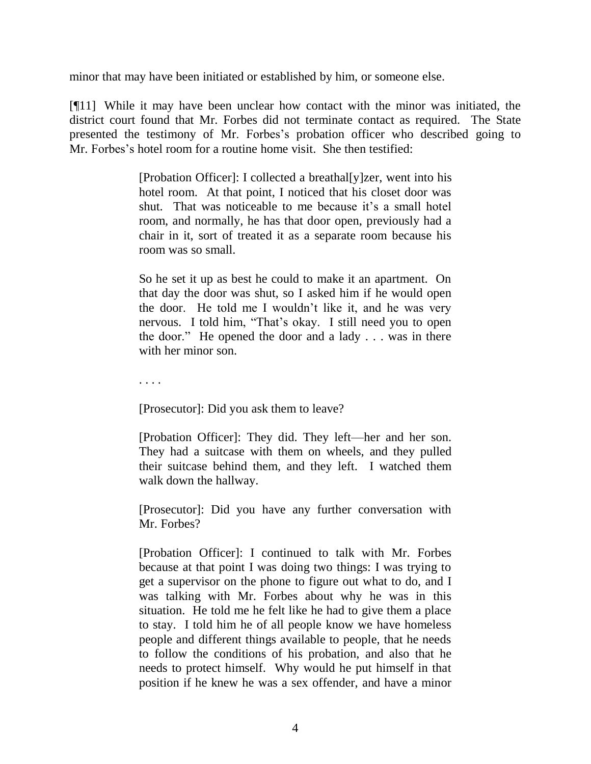minor that may have been initiated or established by him, or someone else.

[¶11] While it may have been unclear how contact with the minor was initiated, the district court found that Mr. Forbes did not terminate contact as required. The State presented the testimony of Mr. Forbes's probation officer who described going to Mr. Forbes's hotel room for a routine home visit. She then testified:

> [Probation Officer]: I collected a breathal[y]zer, went into his hotel room. At that point, I noticed that his closet door was shut. That was noticeable to me because it's a small hotel room, and normally, he has that door open, previously had a chair in it, sort of treated it as a separate room because his room was so small.
>
> So he set it up as best he could to make it an apartment. On that day the door was shut, so I asked him if he would open the door. He told me I wouldn't like it, and he was very nervous. I told him, "That's okay. I still need you to open the door." He opened the door and a lady . . . was in there with her minor son.
>
> . . . .
>
> [Prosecutor]: Did you ask them to leave?
>
> [Probation Officer]: They did. They left—her and her son. They had a suitcase with them on wheels, and they pulled their suitcase behind them, and they left. I watched them walk down the hallway.
>
> [Prosecutor]: Did you have any further conversation with Mr. Forbes?
>
> [Probation Officer]: I continued to talk with Mr. Forbes because at that point I was doing two things: I was trying to get a supervisor on the phone to figure out what to do, and I was talking with Mr. Forbes about why he was in this situation. He told me he felt like he had to give them a place to stay. I told him he of all people know we have homeless people and different things available to people, that he needs to follow the conditions of his probation, and also that he needs to protect himself. Why would he put himself in that position if he knew he was a sex offender, and have a minor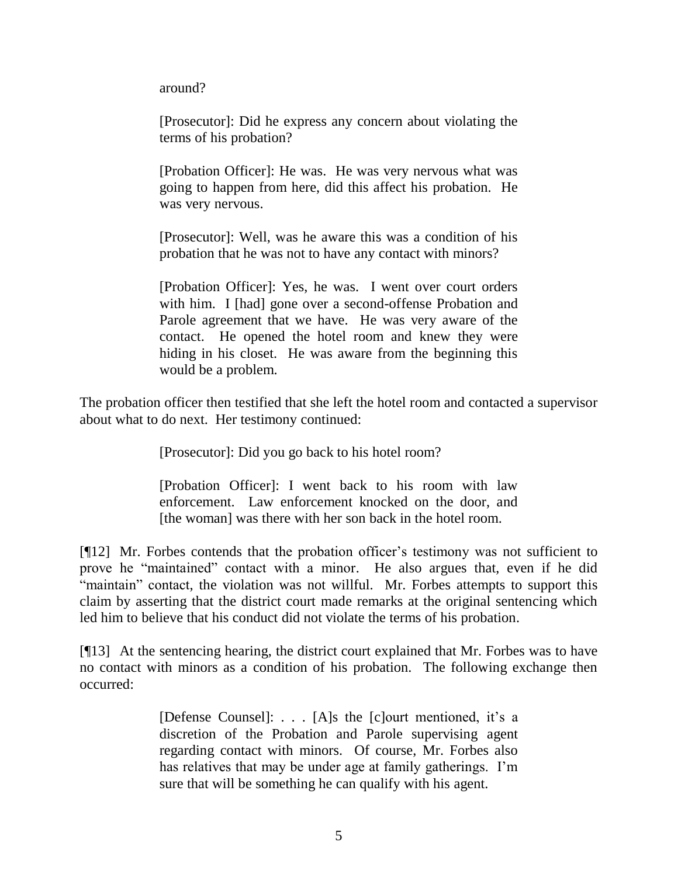around?

> [Prosecutor]: Did he express any concern about violating the terms of his probation?
>
> [Probation Officer]: He was. He was very nervous what was going to happen from here, did this affect his probation. He was very nervous.
>
> [Prosecutor]: Well, was he aware this was a condition of his probation that he was not to have any contact with minors?
>
> [Probation Officer]: Yes, he was. I went over court orders with him. I [had] gone over a second-offense Probation and Parole agreement that we have. He was very aware of the contact. He opened the hotel room and knew they were hiding in his closet. He was aware from the beginning this would be a problem.

The probation officer then testified that she left the hotel room and contacted a supervisor about what to do next. Her testimony continued:

> [Prosecutor]: Did you go back to his hotel room?
>
> [Probation Officer]: I went back to his room with law enforcement. Law enforcement knocked on the door, and [the woman] was there with her son back in the hotel room.

[¶12] Mr. Forbes contends that the probation officer's testimony was not sufficient to prove he "maintained" contact with a minor. He also argues that, even if he did "maintain" contact, the violation was not willful. Mr. Forbes attempts to support this claim by asserting that the district court made remarks at the original sentencing which led him to believe that his conduct did not violate the terms of his probation.

[¶13] At the sentencing hearing, the district court explained that Mr. Forbes was to have no contact with minors as a condition of his probation. The following exchange then occurred:

> [Defense Counsel]: . . . [A]s the [c]ourt mentioned, it's a discretion of the Probation and Parole supervising agent regarding contact with minors. Of course, Mr. Forbes also has relatives that may be under age at family gatherings. I'm sure that will be something he can qualify with his agent.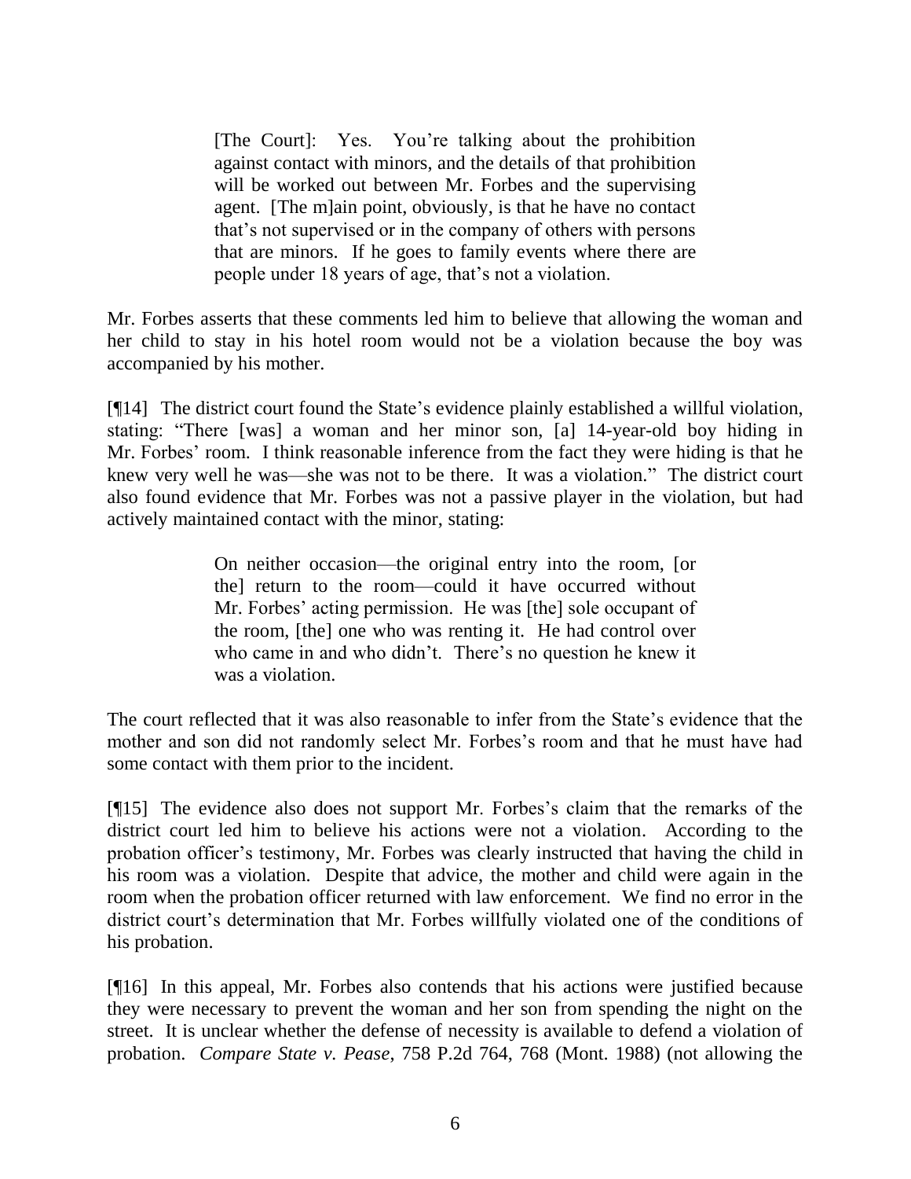> [The Court]: Yes. You're talking about the prohibition against contact with minors, and the details of that prohibition will be worked out between Mr. Forbes and the supervising agent. [The m]ain point, obviously, is that he have no contact that's not supervised or in the company of others with persons that are minors. If he goes to family events where there are people under 18 years of age, that's not a violation.

Mr. Forbes asserts that these comments led him to believe that allowing the woman and her child to stay in his hotel room would not be a violation because the boy was accompanied by his mother.

[¶14] The district court found the State's evidence plainly established a willful violation, stating: "There [was] a woman and her minor son, [a] 14-year-old boy hiding in Mr. Forbes' room. I think reasonable inference from the fact they were hiding is that he knew very well he was—she was not to be there. It was a violation." The district court also found evidence that Mr. Forbes was not a passive player in the violation, but had actively maintained contact with the minor, stating:

> On neither occasion—the original entry into the room, [or the] return to the room—could it have occurred without Mr. Forbes' acting permission. He was [the] sole occupant of the room, [the] one who was renting it. He had control over who came in and who didn't. There's no question he knew it was a violation.

The court reflected that it was also reasonable to infer from the State's evidence that the mother and son did not randomly select Mr. Forbes's room and that he must have had some contact with them prior to the incident.

[¶15] The evidence also does not support Mr. Forbes's claim that the remarks of the district court led him to believe his actions were not a violation. According to the probation officer's testimony, Mr. Forbes was clearly instructed that having the child in his room was a violation. Despite that advice, the mother and child were again in the room when the probation officer returned with law enforcement. We find no error in the district court's determination that Mr. Forbes willfully violated one of the conditions of his probation.

[¶16] In this appeal, Mr. Forbes also contends that his actions were justified because they were necessary to prevent the woman and her son from spending the night on the street. It is unclear whether the defense of necessity is available to defend a violation of probation. *Compare State v. Pease*, 758 P.2d 764, 768 (Mont. 1988) (not allowing the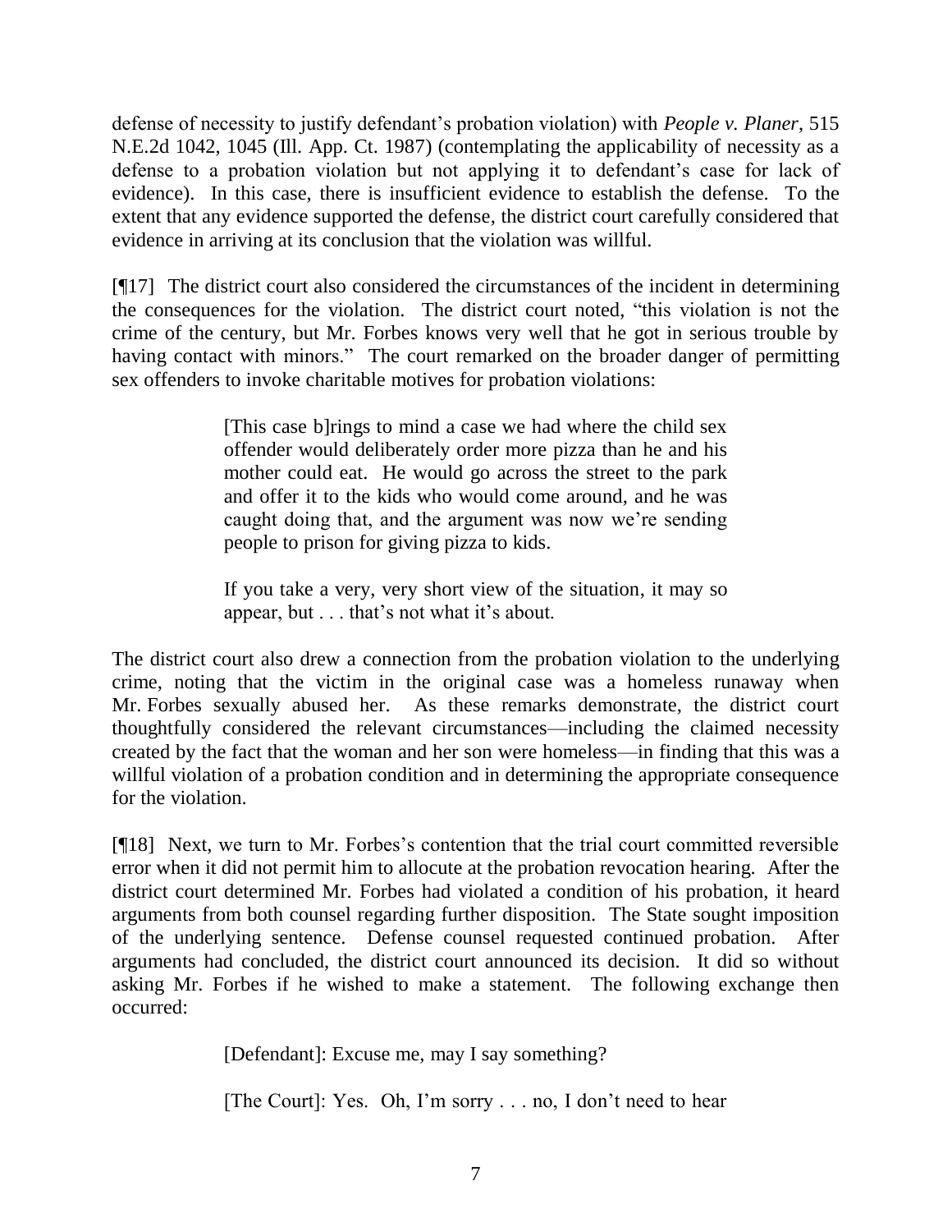defense of necessity to justify defendant's probation violation) with *People v. Planer*, 515 N.E.2d 1042, 1045 (Ill. App. Ct. 1987) (contemplating the applicability of necessity as a defense to a probation violation but not applying it to defendant's case for lack of evidence). In this case, there is insufficient evidence to establish the defense. To the extent that any evidence supported the defense, the district court carefully considered that evidence in arriving at its conclusion that the violation was willful.

[¶17] The district court also considered the circumstances of the incident in determining the consequences for the violation. The district court noted, "this violation is not the crime of the century, but Mr. Forbes knows very well that he got in serious trouble by having contact with minors." The court remarked on the broader danger of permitting sex offenders to invoke charitable motives for probation violations:

> [This case b]rings to mind a case we had where the child sex offender would deliberately order more pizza than he and his mother could eat. He would go across the street to the park and offer it to the kids who would come around, and he was caught doing that, and the argument was now we're sending people to prison for giving pizza to kids.
>
> If you take a very, very short view of the situation, it may so appear, but . . . that's not what it's about.

The district court also drew a connection from the probation violation to the underlying crime, noting that the victim in the original case was a homeless runaway when Mr. Forbes sexually abused her. As these remarks demonstrate, the district court thoughtfully considered the relevant circumstances—including the claimed necessity created by the fact that the woman and her son were homeless—in finding that this was a willful violation of a probation condition and in determining the appropriate consequence for the violation.

[¶18] Next, we turn to Mr. Forbes's contention that the trial court committed reversible error when it did not permit him to allocute at the probation revocation hearing. After the district court determined Mr. Forbes had violated a condition of his probation, it heard arguments from both counsel regarding further disposition. The State sought imposition of the underlying sentence. Defense counsel requested continued probation. After arguments had concluded, the district court announced its decision. It did so without asking Mr. Forbes if he wished to make a statement. The following exchange then occurred:

> [Defendant]: Excuse me, may I say something?
>
> [The Court]: Yes. Oh, I'm sorry . . . no, I don't need to hear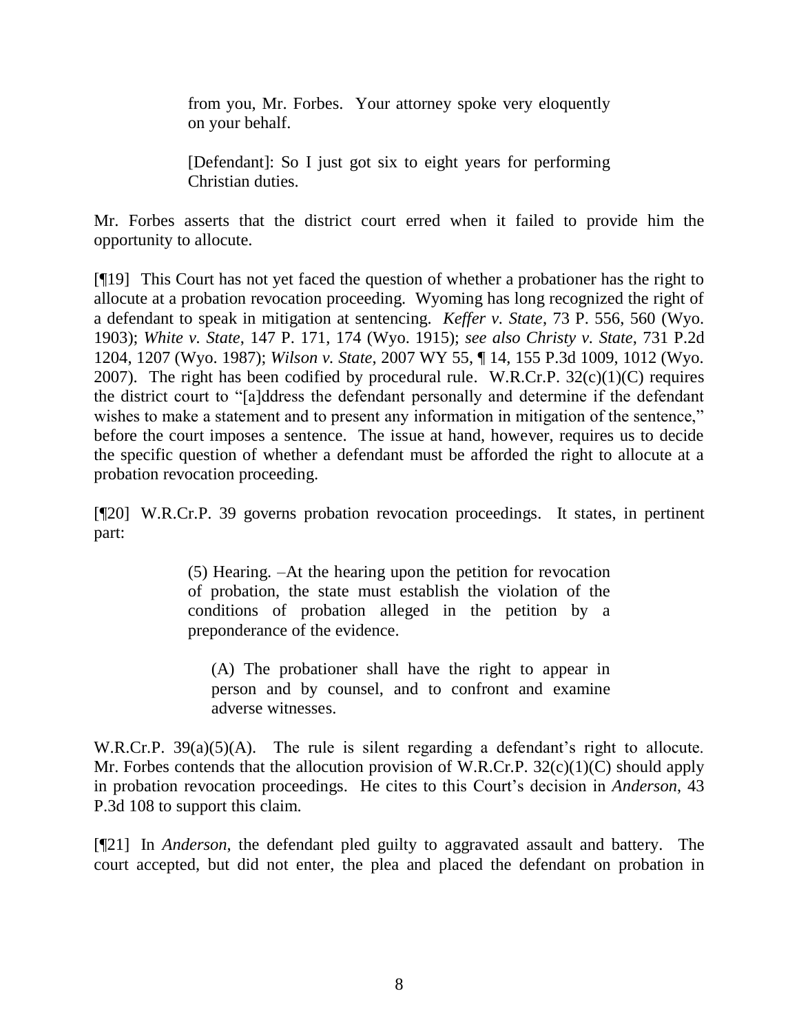> from you, Mr. Forbes. Your attorney spoke very eloquently on your behalf.
>
> [Defendant]: So I just got six to eight years for performing Christian duties.

Mr. Forbes asserts that the district court erred when it failed to provide him the opportunity to allocute.

[¶19] This Court has not yet faced the question of whether a probationer has the right to allocute at a probation revocation proceeding. Wyoming has long recognized the right of a defendant to speak in mitigation at sentencing. *Keffer v. State*, 73 P. 556, 560 (Wyo. 1903); *White v. State*, 147 P. 171, 174 (Wyo. 1915); *see also Christy v. State*, 731 P.2d 1204, 1207 (Wyo. 1987); *Wilson v. State*, 2007 WY 55, ¶ 14, 155 P.3d 1009, 1012 (Wyo. 2007). The right has been codified by procedural rule. W.R.Cr.P. 32(c)(1)(C) requires the district court to "[a]ddress the defendant personally and determine if the defendant wishes to make a statement and to present any information in mitigation of the sentence," before the court imposes a sentence. The issue at hand, however, requires us to decide the specific question of whether a defendant must be afforded the right to allocute at a probation revocation proceeding.

[¶20] W.R.Cr.P. 39 governs probation revocation proceedings. It states, in pertinent part:

> (5) Hearing. –At the hearing upon the petition for revocation of probation, the state must establish the violation of the conditions of probation alleged in the petition by a preponderance of the evidence.
>
> (A) The probationer shall have the right to appear in person and by counsel, and to confront and examine adverse witnesses.

W.R.Cr.P. 39(a)(5)(A). The rule is silent regarding a defendant's right to allocute. Mr. Forbes contends that the allocution provision of W.R.Cr.P. 32(c)(1)(C) should apply in probation revocation proceedings. He cites to this Court's decision in *Anderson*, 43 P.3d 108 to support this claim.

[¶21] In *Anderson*, the defendant pled guilty to aggravated assault and battery. The court accepted, but did not enter, the plea and placed the defendant on probation in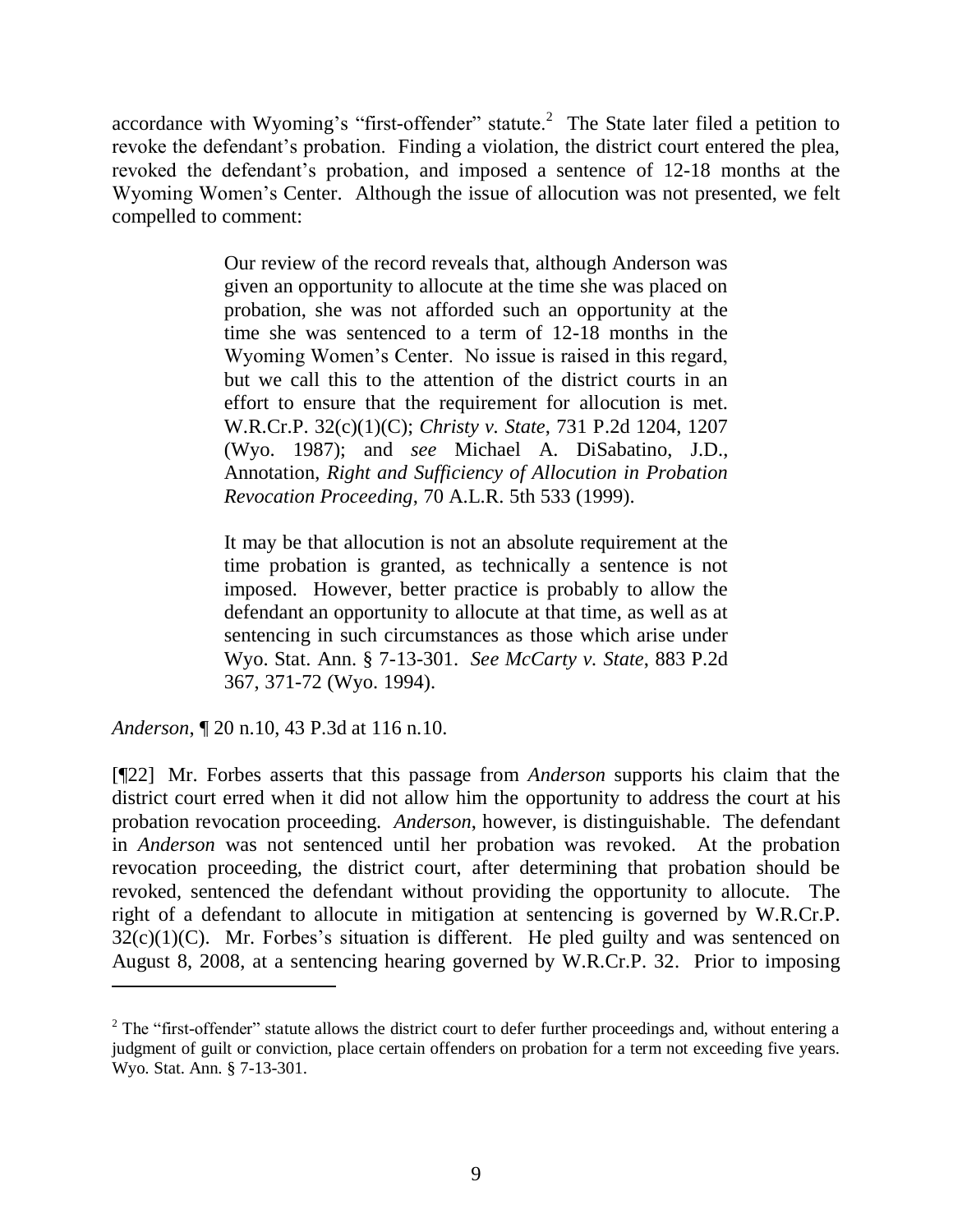accordance with Wyoming's "first-offender" statute.[2] The State later filed a petition to revoke the defendant's probation. Finding a violation, the district court entered the plea, revoked the defendant's probation, and imposed a sentence of 12-18 months at the Wyoming Women's Center. Although the issue of allocution was not presented, we felt compelled to comment:

> Our review of the record reveals that, although Anderson was given an opportunity to allocute at the time she was placed on probation, she was not afforded such an opportunity at the time she was sentenced to a term of 12-18 months in the Wyoming Women's Center. No issue is raised in this regard, but we call this to the attention of the district courts in an effort to ensure that the requirement for allocution is met. W.R.Cr.P. 32(c)(1)(C); *Christy v. State*, 731 P.2d 1204, 1207 (Wyo. 1987); and *see* Michael A. DiSabatino, J.D., Annotation, *Right and Sufficiency of Allocution in Probation Revocation Proceeding*, 70 A.L.R. 5th 533 (1999).
>
> It may be that allocution is not an absolute requirement at the time probation is granted, as technically a sentence is not imposed. However, better practice is probably to allow the defendant an opportunity to allocute at that time, as well as at sentencing in such circumstances as those which arise under Wyo. Stat. Ann. § 7-13-301. *See McCarty v. State*, 883 P.2d 367, 371-72 (Wyo. 1994).

*Anderson*, ¶ 20 n.10, 43 P.3d at 116 n.10.

[¶22] Mr. Forbes asserts that this passage from *Anderson* supports his claim that the district court erred when it did not allow him the opportunity to address the court at his probation revocation proceeding. *Anderson*, however, is distinguishable. The defendant in *Anderson* was not sentenced until her probation was revoked. At the probation revocation proceeding, the district court, after determining that probation should be revoked, sentenced the defendant without providing the opportunity to allocute. The right of a defendant to allocute in mitigation at sentencing is governed by W.R.Cr.P. 32(c)(1)(C). Mr. Forbes's situation is different. He pled guilty and was sentenced on August 8, 2008, at a sentencing hearing governed by W.R.Cr.P. 32. Prior to imposing

---

[2] The "first-offender" statute allows the district court to defer further proceedings and, without entering a judgment of guilt or conviction, place certain offenders on probation for a term not exceeding five years. Wyo. Stat. Ann. § 7-13-301.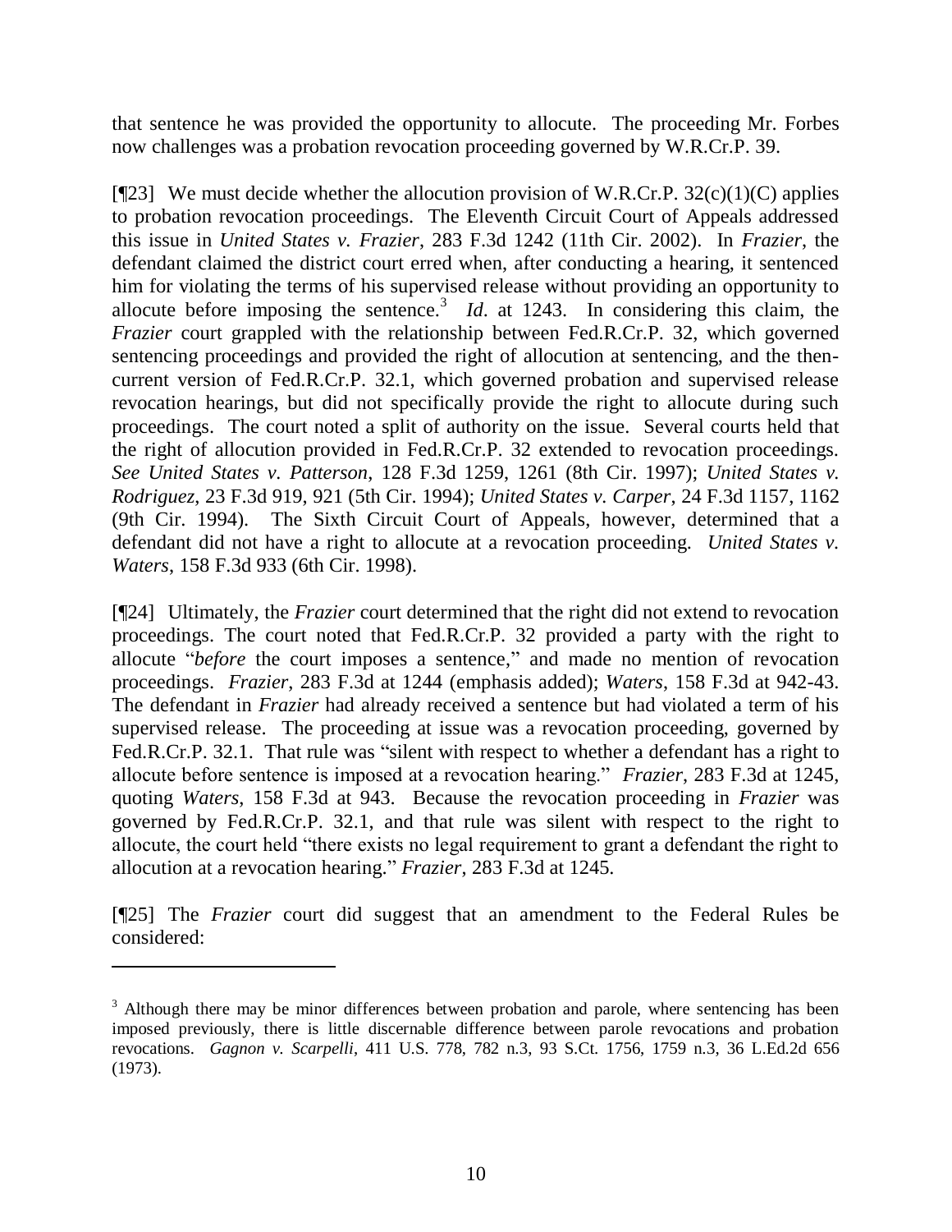that sentence he was provided the opportunity to allocute. The proceeding Mr. Forbes now challenges was a probation revocation proceeding governed by W.R.Cr.P. 39.

[¶23] We must decide whether the allocution provision of W.R.Cr.P. 32(c)(1)(C) applies to probation revocation proceedings. The Eleventh Circuit Court of Appeals addressed this issue in *United States v. Frazier*, 283 F.3d 1242 (11th Cir. 2002). In *Frazier*, the defendant claimed the district court erred when, after conducting a hearing, it sentenced him for violating the terms of his supervised release without providing an opportunity to allocute before imposing the sentence.[3] *Id*. at 1243. In considering this claim, the *Frazier* court grappled with the relationship between Fed.R.Cr.P. 32, which governed sentencing proceedings and provided the right of allocution at sentencing, and the then-current version of Fed.R.Cr.P. 32.1, which governed probation and supervised release revocation hearings, but did not specifically provide the right to allocute during such proceedings. The court noted a split of authority on the issue. Several courts held that the right of allocution provided in Fed.R.Cr.P. 32 extended to revocation proceedings. *See United States v. Patterson*, 128 F.3d 1259, 1261 (8th Cir. 1997); *United States v. Rodriguez*, 23 F.3d 919, 921 (5th Cir. 1994); *United States v. Carper*, 24 F.3d 1157, 1162 (9th Cir. 1994). The Sixth Circuit Court of Appeals, however, determined that a defendant did not have a right to allocute at a revocation proceeding. *United States v. Waters*, 158 F.3d 933 (6th Cir. 1998).

[¶24] Ultimately, the *Frazier* court determined that the right did not extend to revocation proceedings. The court noted that Fed.R.Cr.P. 32 provided a party with the right to allocute "*before* the court imposes a sentence," and made no mention of revocation proceedings. *Frazier*, 283 F.3d at 1244 (emphasis added); *Waters*, 158 F.3d at 942-43. The defendant in *Frazier* had already received a sentence but had violated a term of his supervised release. The proceeding at issue was a revocation proceeding, governed by Fed.R.Cr.P. 32.1. That rule was "silent with respect to whether a defendant has a right to allocute before sentence is imposed at a revocation hearing." *Frazier*, 283 F.3d at 1245, quoting *Waters*, 158 F.3d at 943. Because the revocation proceeding in *Frazier* was governed by Fed.R.Cr.P. 32.1, and that rule was silent with respect to the right to allocute, the court held "there exists no legal requirement to grant a defendant the right to allocution at a revocation hearing." *Frazier*, 283 F.3d at 1245.

[¶25] The *Frazier* court did suggest that an amendment to the Federal Rules be considered:

---

[3] Although there may be minor differences between probation and parole, where sentencing has been imposed previously, there is little discernable difference between parole revocations and probation revocations. *Gagnon v. Scarpelli*, 411 U.S. 778, 782 n.3, 93 S.Ct. 1756, 1759 n.3, 36 L.Ed.2d 656 (1973).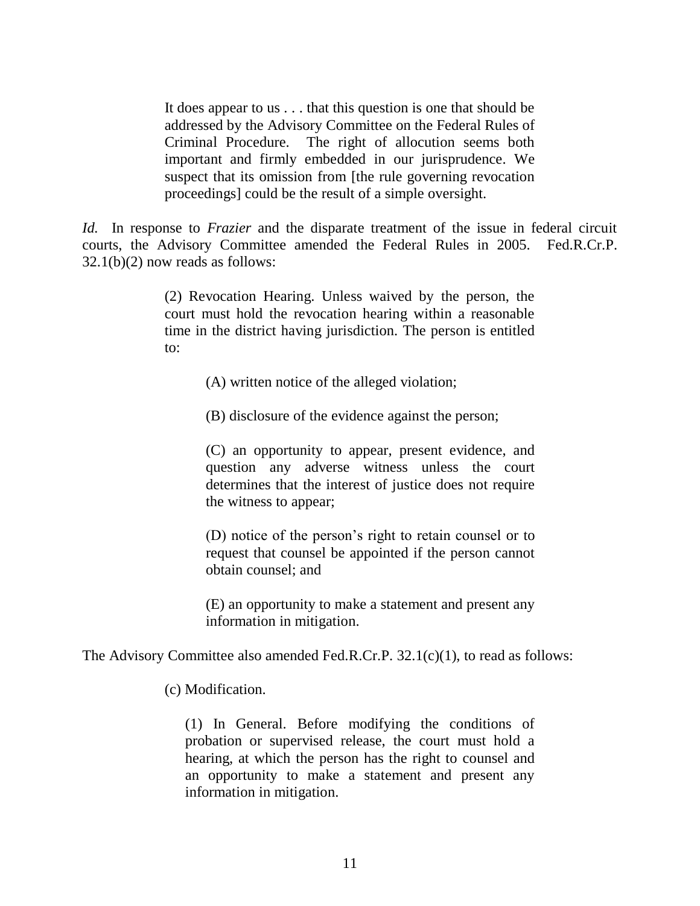> It does appear to us . . . that this question is one that should be addressed by the Advisory Committee on the Federal Rules of Criminal Procedure. The right of allocution seems both important and firmly embedded in our jurisprudence. We suspect that its omission from [the rule governing revocation proceedings] could be the result of a simple oversight.

*Id.* In response to *Frazier* and the disparate treatment of the issue in federal circuit courts, the Advisory Committee amended the Federal Rules in 2005. Fed.R.Cr.P. 32.1(b)(2) now reads as follows:

> (2) Revocation Hearing. Unless waived by the person, the court must hold the revocation hearing within a reasonable time in the district having jurisdiction. The person is entitled to:
>
> > (A) written notice of the alleged violation;
> >
> > (B) disclosure of the evidence against the person;
> >
> > (C) an opportunity to appear, present evidence, and question any adverse witness unless the court determines that the interest of justice does not require the witness to appear;
> >
> > (D) notice of the person's right to retain counsel or to request that counsel be appointed if the person cannot obtain counsel; and
> >
> > (E) an opportunity to make a statement and present any information in mitigation.

The Advisory Committee also amended Fed.R.Cr.P. 32.1(c)(1), to read as follows:

> (c) Modification.
>
> > (1) In General. Before modifying the conditions of probation or supervised release, the court must hold a hearing, at which the person has the right to counsel and an opportunity to make a statement and present any information in mitigation.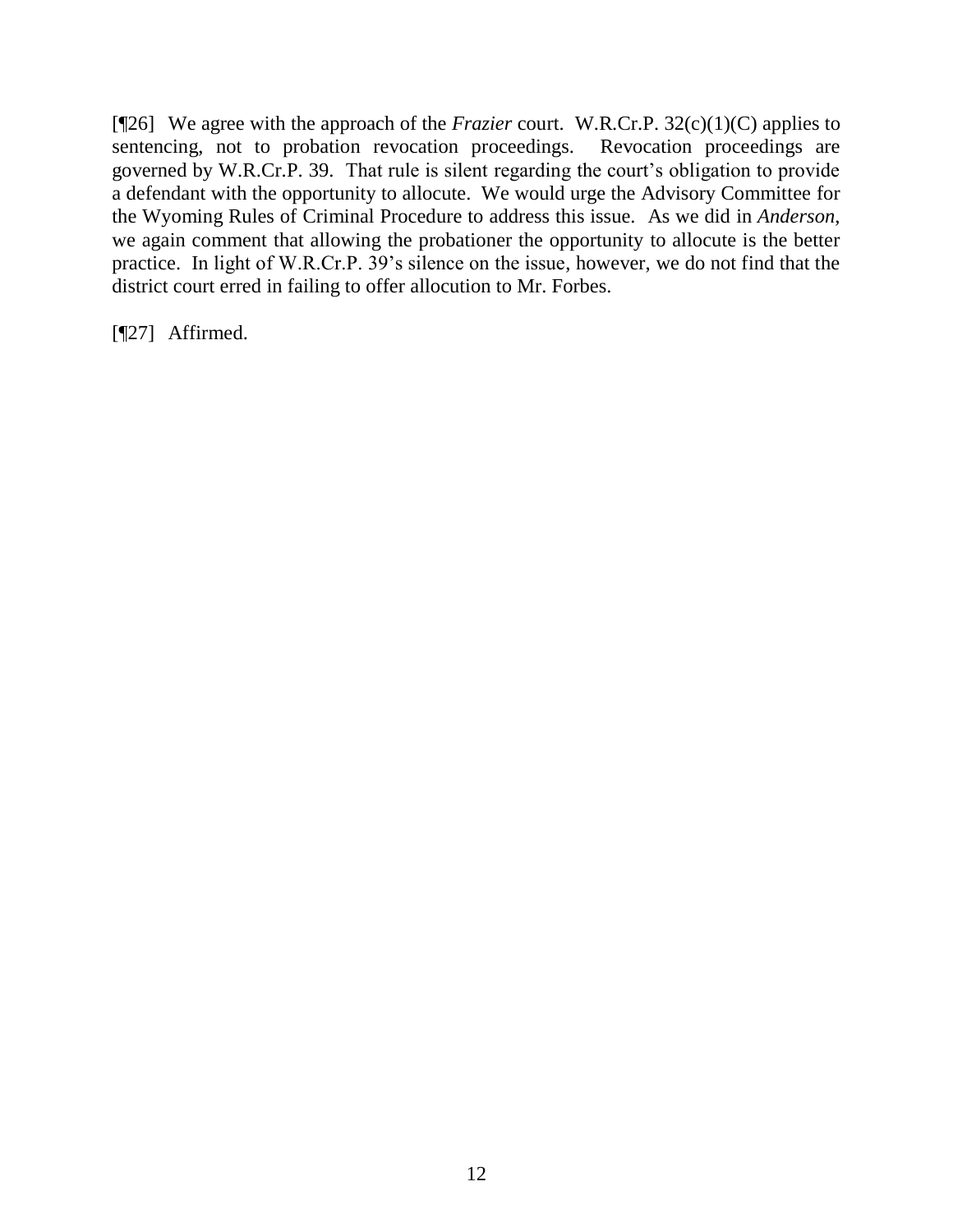[¶26] We agree with the approach of the *Frazier* court. W.R.Cr.P. 32(c)(1)(C) applies to sentencing, not to probation revocation proceedings. Revocation proceedings are governed by W.R.Cr.P. 39. That rule is silent regarding the court's obligation to provide a defendant with the opportunity to allocute. We would urge the Advisory Committee for the Wyoming Rules of Criminal Procedure to address this issue. As we did in *Anderson*, we again comment that allowing the probationer the opportunity to allocute is the better practice. In light of W.R.Cr.P. 39's silence on the issue, however, we do not find that the district court erred in failing to offer allocution to Mr. Forbes.

[¶27] Affirmed.